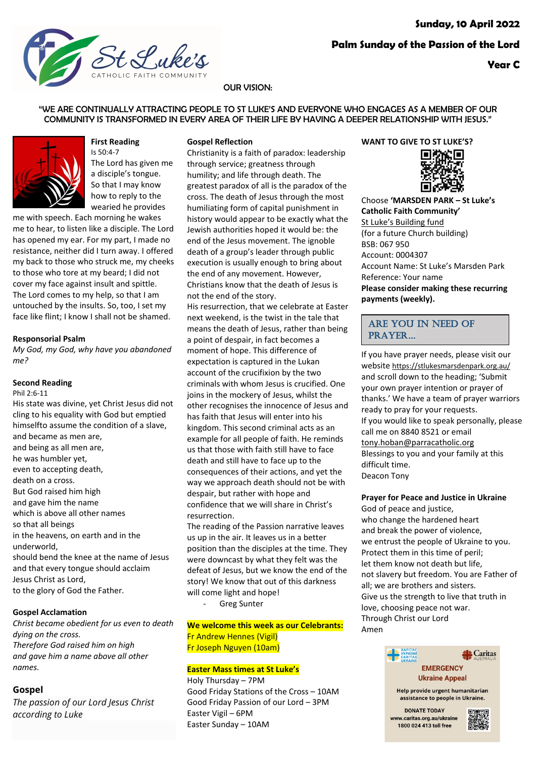Sunday, 10 April 2022

**Palm Sunday of the Passion of the Lord**

**Year C**

OUR VISION:

"WE ARE CONTINUALLY ATTRACTING PEOPLE TO ST LUKE'S AND EVERYONE WHO ENGAGES AS A MEMBER OF OUR COMMUNITY IS TRANSFORMED IN EVERY AREA OF THEIR LIFE BY HAVING A DEEPER RELATIONSHIP WITH JESUS."

**First Reading**

Is 50:4-7

The Lord has given me a disciple's tongue. So that I may know how to reply to the wearied he provides me with speech. Each morning he wakes me to hear, to listen like a disciple. The Lord has opened my ear. For my part, I made no resistance, neither did I turn away. I offered my back to those who struck me, my cheeks to those who tore at my beard; I did not cover my face against insult and spittle. The Lord comes to my help, so that I am untouched by the insults. So, too, I set my face like flint; I know I shall not be shamed.

**Responsorial Psalm**

*My God, my God, why have you abandoned me?*

**Second Reading**

Phil 2:6-11

His state was divine, yet Christ Jesus did not cling to his equality with God but emptied himselfto assume the condition of a slave,
and became as men are,
and being as all men are,
he was humbler yet,
even to accepting death,
death on a cross.
But God raised him high
and gave him the name
which is above all other names
so that all beings
in the heavens, on earth and in the underworld,
should bend the knee at the name of Jesus
and that every tongue should acclaim
Jesus Christ as Lord,
to the glory of God the Father.

**Gospel Acclamation**

*Christ became obedient for us even to death dying on the cross.*
*Therefore God raised him on high and gave him a name above all other names.*

## Gospel

*The passion of our Lord Jesus Christ according to Luke*

**Gospel Reflection**

Christianity is a faith of paradox: leadership through service; greatness through humility; and life through death. The greatest paradox of all is the paradox of the cross. The death of Jesus through the most humiliating form of capital punishment in history would appear to be exactly what the Jewish authorities hoped it would be: the end of the Jesus movement. The ignoble death of a group's leader through public execution is usually enough to bring about the end of any movement. However, Christians know that the death of Jesus is not the end of the story.
His resurrection, that we celebrate at Easter next weekend, is the twist in the tale that means the death of Jesus, rather than being a point of despair, in fact becomes a moment of hope. This difference of expectation is captured in the Lukan account of the crucifixion by the two criminals with whom Jesus is crucified. One joins in the mockery of Jesus, whilst the other recognises the innocence of Jesus and has faith that Jesus will enter into his kingdom. This second criminal acts as an example for all people of faith. He reminds us that those with faith still have to face death and still have to face up to the consequences of their actions, and yet the way we approach death should not be with despair, but rather with hope and confidence that we will share in Christ's resurrection.
The reading of the Passion narrative leaves us up in the air. It leaves us in a better position than the disciples at the time. They were downcast by what they felt was the defeat of Jesus, but we know the end of the story! We know that out of this darkness will come light and hope!

- Greg Sunter

**We welcome this week as our Celebrants:**
Fr Andrew Hennes (Vigil)
Fr Joseph Nguyen (10am)

**Easter Mass times at St Luke's**

Holy Thursday – 7PM
Good Friday Stations of the Cross – 10AM
Good Friday Passion of our Lord – 3PM
Easter Vigil – 6PM
Easter Sunday – 10AM

**WANT TO GIVE TO ST LUKE'S?**

Choose **'MARSDEN PARK – St Luke's Catholic Faith Community'**
St Luke's Building fund
(for a future Church building)
BSB: 067 950
Account: 0004307
Account Name: St Luke's Marsden Park
Reference: Your name
**Please consider making these recurring payments (weekly).**

## ARE YOU IN NEED OF PRAYER…

If you have prayer needs, please visit our website https://stlukesmarsdenpark.org.au/ and scroll down to the heading; 'Submit your own prayer intention or prayer of thanks.' We have a team of prayer warriors ready to pray for your requests.
If you would like to speak personally, please call me on 8840 8521 or email tony.hoban@parracatholic.org
Blessings to you and your family at this difficult time.
Deacon Tony

**Prayer for Peace and Justice in Ukraine**

God of peace and justice,
who change the hardened heart
and break the power of violence,
we entrust the people of Ukraine to you.
Protect them in this time of peril;
let them know not death but life,
not slavery but freedom. You are Father of all; we are brothers and sisters.
Give us the strength to live that truth in love, choosing peace not war.
Through Christ our Lord
Amen

Caritas Australia
**EMERGENCY Ukraine Appeal**
Help provide urgent humanitarian assistance to people in Ukraine.
DONATE TODAY
www.caritas.org.au/ukraine
1800 024 413 toll free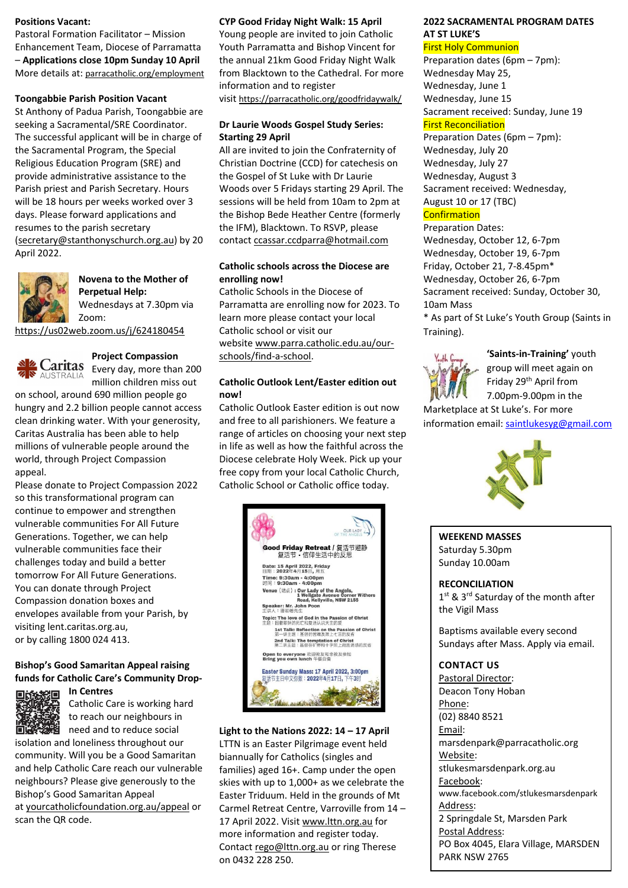**Positions Vacant:**
Pastoral Formation Facilitator – Mission Enhancement Team, Diocese of Parramatta – **Applications close 10pm Sunday 10 April**
More details at: parracatholic.org/employment

**Toongabbie Parish Position Vacant**
St Anthony of Padua Parish, Toongabbie are seeking a Sacramental/SRE Coordinator. The successful applicant will be in charge of the Sacramental Program, the Special Religious Education Program (SRE) and provide administrative assistance to the Parish priest and Parish Secretary. Hours will be 18 hours per weeks worked over 3 days. Please forward applications and resumes to the parish secretary (secretary@stanthonyschurch.org.au) by 20 April 2022.

**Novena to the Mother of Perpetual Help:**
Wednesdays at 7.30pm via Zoom:
https://us02web.zoom.us/j/624180454

**Project Compassion**
Every day, more than 200 million children miss out on school, around 690 million people go hungry and 2.2 billion people cannot access clean drinking water. With your generosity, Caritas Australia has been able to help millions of vulnerable people around the world, through Project Compassion appeal.
Please donate to Project Compassion 2022 so this transformational program can continue to empower and strengthen vulnerable communities For All Future Generations. Together, we can help vulnerable communities face their challenges today and build a better tomorrow For All Future Generations. You can donate through Project Compassion donation boxes and envelopes available from your Parish, by visiting lent.caritas.org.au, or by calling 1800 024 413.

**Bishop's Good Samaritan Appeal raising funds for Catholic Care's Community Drop-In Centres**
Catholic Care is working hard to reach our neighbours in need and to reduce social isolation and loneliness throughout our community. Will you be a Good Samaritan and help Catholic Care reach our vulnerable neighbours? Please give generously to the Bishop's Good Samaritan Appeal at yourcatholicfoundation.org.au/appeal or scan the QR code.

**CYP Good Friday Night Walk: 15 April**
Young people are invited to join Catholic Youth Parramatta and Bishop Vincent for the annual 21km Good Friday Night Walk from Blacktown to the Cathedral. For more information and to register visit https://parracatholic.org/goodfridaywalk/

**Dr Laurie Woods Gospel Study Series: Starting 29 April**
All are invited to join the Confraternity of Christian Doctrine (CCD) for catechesis on the Gospel of St Luke with Dr Laurie Woods over 5 Fridays starting 29 April. The sessions will be held from 10am to 2pm at the Bishop Bede Heather Centre (formerly the IFM), Blacktown. To RSVP, please contact ccassar.ccdparra@hotmail.com

**Catholic schools across the Diocese are enrolling now!**
Catholic Schools in the Diocese of Parramatta are enrolling now for 2023. To learn more please contact your local Catholic school or visit our website www.parra.catholic.edu.au/our-schools/find-a-school.

**Catholic Outlook Lent/Easter edition out now!**
Catholic Outlook Easter edition is out now and free to all parishioners. We feature a range of articles on choosing your next step in life as well as how the faithful across the Diocese celebrate Holy Week. Pick up your free copy from your local Catholic Church, Catholic School or Catholic office today.

OUR LADY OF THE ANGELS
**Good Friday Retreat** / 复活节避静
复活节 · 信仰生活中的反思
Date: 15 April 2022, Friday
日期：2022年4月15日，周五
Time: 9:30am - 4:00pm
时间：9:30am - 4:00pm
Venue（地点）: Our Lady of the Angels, 1 Wellgate Avenue Corner Withers Road, Kellyville, NSW 2155
Speaker: Mr. John Poon
Topic: The love of God in the Passion of Christ
1st Talk: Reflection on the Passion of Christ
2nd Talk: The temptation of Christ
Open to everyone
Bring you own lunch
Easter Sunday Mass: 17 April 2022, 3:00pm
复活节主日中文弥撒：2022年4月17日，下午3时

**Light to the Nations 2022: 14 – 17 April**
LTTN is an Easter Pilgrimage event held biannually for Catholics (singles and families) aged 16+. Camp under the open skies with up to 1,000+ as we celebrate the Easter Triduum. Held in the grounds of Mt Carmel Retreat Centre, Varroville from 14 – 17 April 2022. Visit www.lttn.org.au for more information and register today. Contact rego@lttn.org.au or ring Therese on 0432 228 250.

**2022 SACRAMENTAL PROGRAM DATES AT ST LUKE'S**

First Holy Communion
Preparation dates (6pm – 7pm):
Wednesday May 25,
Wednesday, June 1
Wednesday, June 15
Sacrament received: Sunday, June 19

First Reconciliation
Preparation Dates (6pm – 7pm):
Wednesday, July 20
Wednesday, July 27
Wednesday, August 3
Sacrament received: Wednesday, August 10 or 17 (TBC)

Confirmation
Preparation Dates:
Wednesday, October 12, 6-7pm
Wednesday, October 19, 6-7pm
Friday, October 21, 7-8.45pm*
Wednesday, October 26, 6-7pm
Sacrament received: Sunday, October 30, 10am Mass
* As part of St Luke's Youth Group (Saints in Training).

**'Saints-in-Training'** youth group will meet again on Friday 29th April from 7.00pm-9.00pm in the Marketplace at St Luke's. For more information email: saintlukesyg@gmail.com

**WEEKEND MASSES**
Saturday 5.30pm
Sunday 10.00am

**RECONCILIATION**
1st & 3rd Saturday of the month after the Vigil Mass

Baptisms available every second Sundays after Mass. Apply via email.

**CONTACT US**
Pastoral Director:
Deacon Tony Hoban
Phone:
(02) 8840 8521
Email:
marsdenpark@parracatholic.org
Website:
stlukesmarsdenpark.org.au
Facebook:
www.facebook.com/stlukesmarsdenpark
Address:
2 Springdale St, Marsden Park
Postal Address:
PO Box 4045, Elara Village, MARSDEN PARK NSW 2765